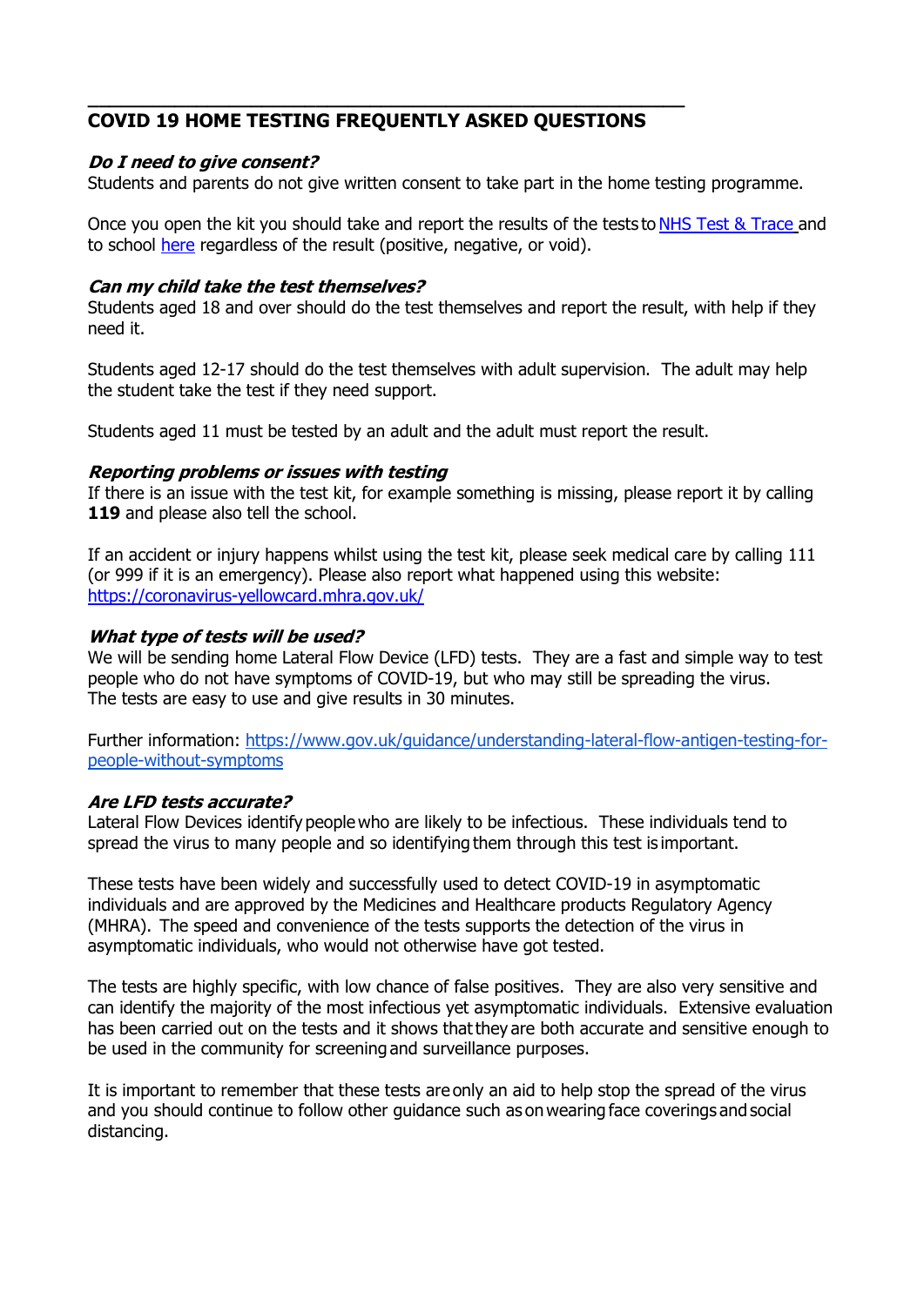# COVID 19 HOME TESTING FREQUENTLY ASKED QUESTIONS

***Do I need to give consent?***

Students and parents do not give written consent to take part in the home testing programme.

Once you open the kit you should take and report the results of the tests to [NHS Test & Trace](#) and to school [here](#) regardless of the result (positive, negative, or void).

***Can my child take the test themselves?***

Students aged 18 and over should do the test themselves and report the result, with help if they need it.

Students aged 12-17 should do the test themselves with adult supervision. The adult may help the student take the test if they need support.

Students aged 11 must be tested by an adult and the adult must report the result.

***Reporting problems or issues with testing***

If there is an issue with the test kit, for example something is missing, please report it by calling **119** and please also tell the school.

If an accident or injury happens whilst using the test kit, please seek medical care by calling 111 (or 999 if it is an emergency). Please also report what happened using this website: https://coronavirus-yellowcard.mhra.gov.uk/

***What type of tests will be used?***

We will be sending home Lateral Flow Device (LFD) tests. They are a fast and simple way to test people who do not have symptoms of COVID-19, but who may still be spreading the virus. The tests are easy to use and give results in 30 minutes.

Further information: https://www.gov.uk/guidance/understanding-lateral-flow-antigen-testing-for-people-without-symptoms

***Are LFD tests accurate?***

Lateral Flow Devices identify people who are likely to be infectious. These individuals tend to spread the virus to many people and so identifying them through this test is important.

These tests have been widely and successfully used to detect COVID-19 in asymptomatic individuals and are approved by the Medicines and Healthcare products Regulatory Agency (MHRA). The speed and convenience of the tests supports the detection of the virus in asymptomatic individuals, who would not otherwise have got tested.

The tests are highly specific, with low chance of false positives. They are also very sensitive and can identify the majority of the most infectious yet asymptomatic individuals. Extensive evaluation has been carried out on the tests and it shows that they are both accurate and sensitive enough to be used in the community for screening and surveillance purposes.

It is important to remember that these tests are only an aid to help stop the spread of the virus and you should continue to follow other guidance such as on wearing face coverings and social distancing.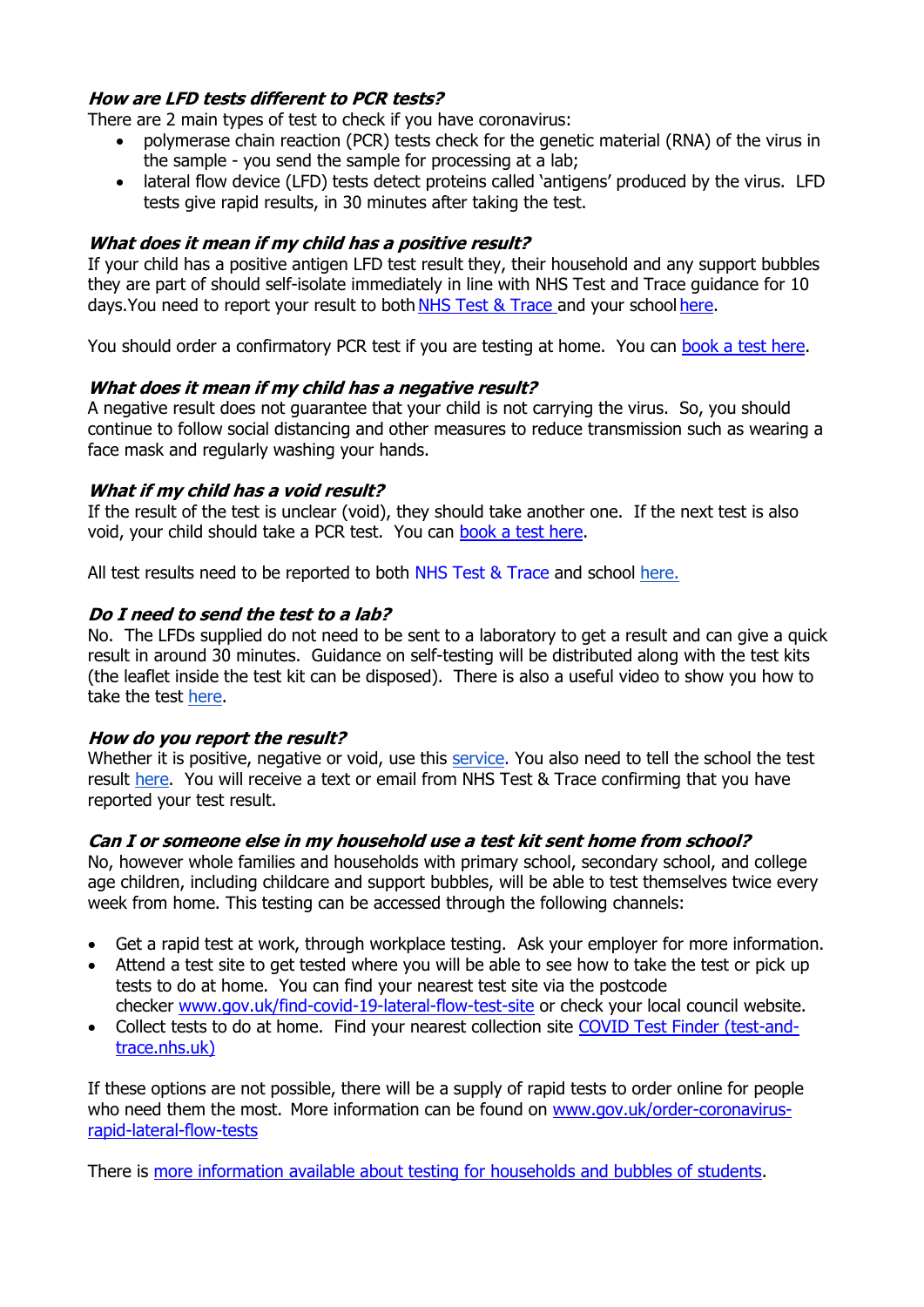***How are LFD tests different to PCR tests?***

There are 2 main types of test to check if you have coronavirus:

- polymerase chain reaction (PCR) tests check for the genetic material (RNA) of the virus in the sample - you send the sample for processing at a lab;
- lateral flow device (LFD) tests detect proteins called 'antigens' produced by the virus. LFD tests give rapid results, in 30 minutes after taking the test.

***What does it mean if my child has a positive result?***

If your child has a positive antigen LFD test result they, their household and any support bubbles they are part of should self-isolate immediately in line with NHS Test and Trace guidance for 10 days.You need to report your result to both NHS Test & Trace and your school here.

You should order a confirmatory PCR test if you are testing at home. You can book a test here.

***What does it mean if my child has a negative result?***

A negative result does not guarantee that your child is not carrying the virus. So, you should continue to follow social distancing and other measures to reduce transmission such as wearing a face mask and regularly washing your hands.

***What if my child has a void result?***

If the result of the test is unclear (void), they should take another one. If the next test is also void, your child should take a PCR test. You can book a test here.

All test results need to be reported to both NHS Test & Trace and school here.

***Do I need to send the test to a lab?***

No. The LFDs supplied do not need to be sent to a laboratory to get a result and can give a quick result in around 30 minutes. Guidance on self-testing will be distributed along with the test kits (the leaflet inside the test kit can be disposed). There is also a useful video to show you how to take the test here.

***How do you report the result?***

Whether it is positive, negative or void, use this service. You also need to tell the school the test result here. You will receive a text or email from NHS Test & Trace confirming that you have reported your test result.

***Can I or someone else in my household use a test kit sent home from school?***

No, however whole families and households with primary school, secondary school, and college age children, including childcare and support bubbles, will be able to test themselves twice every week from home. This testing can be accessed through the following channels:

- Get a rapid test at work, through workplace testing. Ask your employer for more information.
- Attend a test site to get tested where you will be able to see how to take the test or pick up tests to do at home. You can find your nearest test site via the postcode checker www.gov.uk/find-covid-19-lateral-flow-test-site or check your local council website.
- Collect tests to do at home. Find your nearest collection site COVID Test Finder (test-and-trace.nhs.uk)

If these options are not possible, there will be a supply of rapid tests to order online for people who need them the most. More information can be found on www.gov.uk/order-coronavirus-rapid-lateral-flow-tests

There is more information available about testing for households and bubbles of students.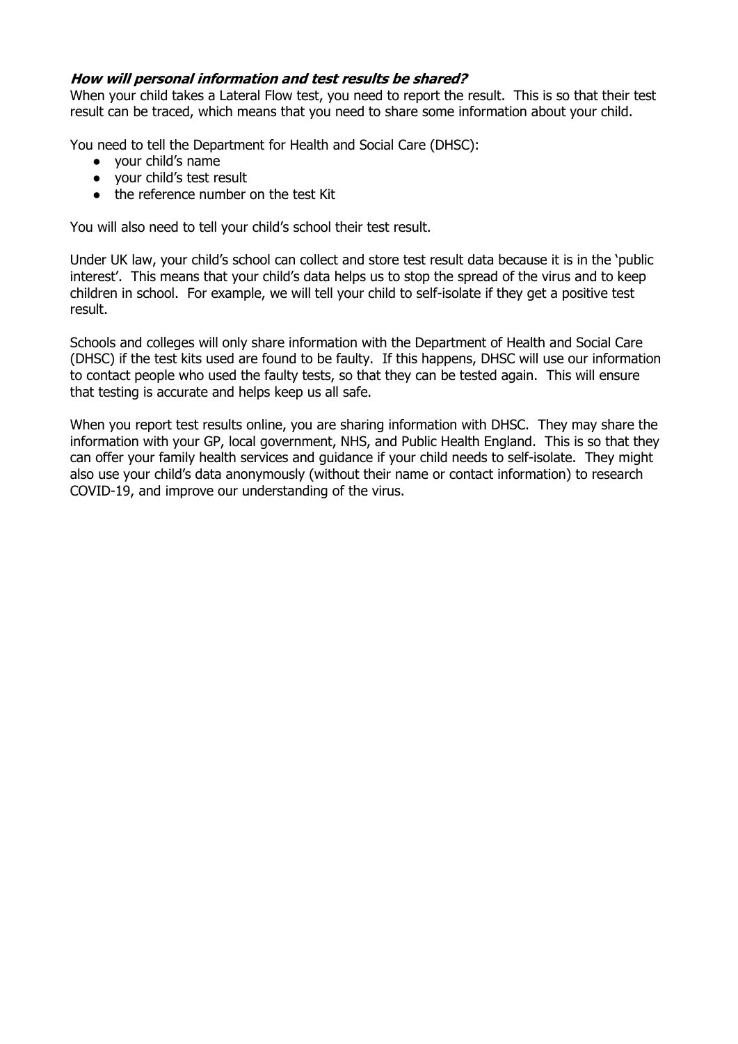***How will personal information and test results be shared?***

When your child takes a Lateral Flow test, you need to report the result. This is so that their test result can be traced, which means that you need to share some information about your child.

You need to tell the Department for Health and Social Care (DHSC):

- your child's name
- your child's test result
- the reference number on the test Kit

You will also need to tell your child's school their test result.

Under UK law, your child's school can collect and store test result data because it is in the 'public interest'. This means that your child's data helps us to stop the spread of the virus and to keep children in school. For example, we will tell your child to self-isolate if they get a positive test result.

Schools and colleges will only share information with the Department of Health and Social Care (DHSC) if the test kits used are found to be faulty. If this happens, DHSC will use our information to contact people who used the faulty tests, so that they can be tested again. This will ensure that testing is accurate and helps keep us all safe.

When you report test results online, you are sharing information with DHSC. They may share the information with your GP, local government, NHS, and Public Health England. This is so that they can offer your family health services and guidance if your child needs to self-isolate. They might also use your child's data anonymously (without their name or contact information) to research COVID-19, and improve our understanding of the virus.